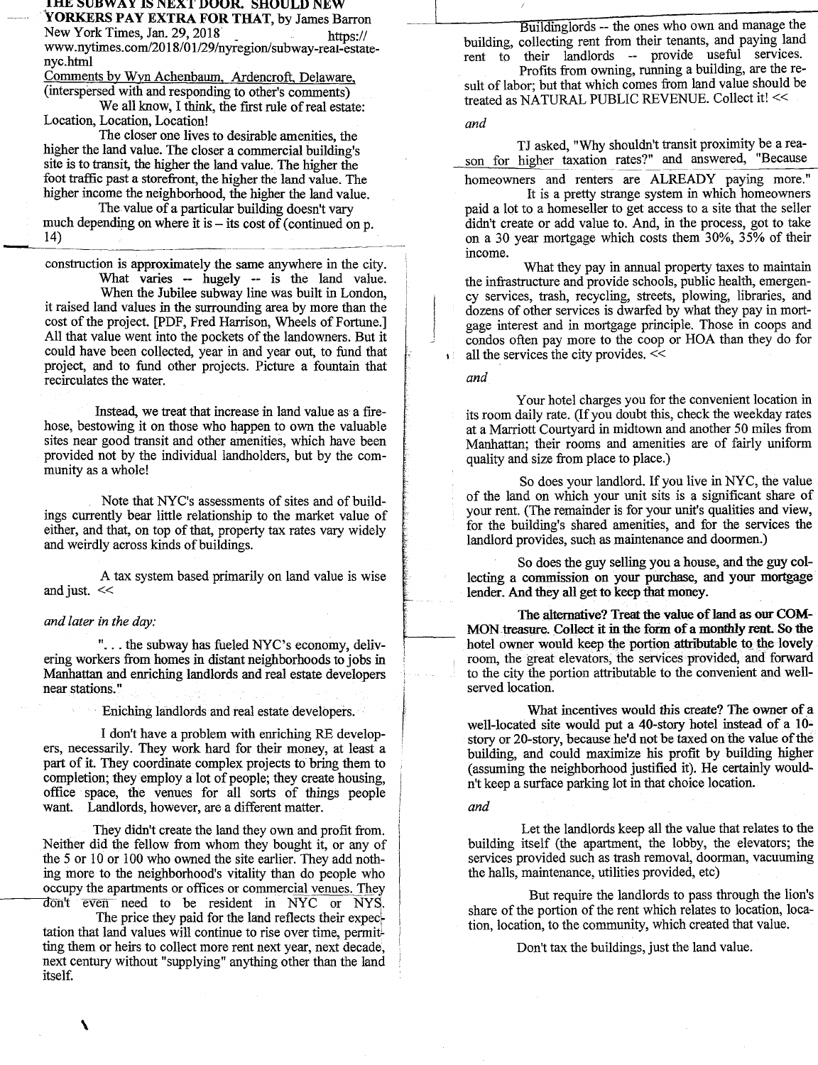# THE SUBWAY IS NEXT DOOR. SHOULD NEW YORKERS PAY EXTRA FOR THAT, by James Barron

New York Times, Jan. 29, 2018 https://www.nytimes.com/2018/01/29/nyregion/subway-real-estate-nyc.html

Comments by Wyn Achenbaum, Ardencroft, Delaware, (interspersed with and responding to other's comments)

We all know, I think, the first rule of real estate: Location, Location, Location!

The closer one lives to desirable amenities, the higher the land value. The closer a commercial building's site is to transit, the higher the land value. The higher the foot traffic past a storefront, the higher the land value. The higher income the neighborhood, the higher the land value.

The value of a particular building doesn't vary much depending on where it is – its cost of (continued on p. 14)

construction is approximately the same anywhere in the city.

What varies -- hugely -- is the land value.

When the Jubilee subway line was built in London, it raised land values in the surrounding area by more than the cost of the project. [PDF, Fred Harrison, Wheels of Fortune.] All that value went into the pockets of the landowners. But it could have been collected, year in and year out, to fund that project, and to fund other projects. Picture a fountain that recirculates the water.

Instead, we treat that increase in land value as a fire-hose, bestowing it on those who happen to own the valuable sites near good transit and other amenities, which have been provided not by the individual landholders, but by the community as a whole!

Note that NYC's assessments of sites and of buildings currently bear little relationship to the market value of either, and that, on top of that, property tax rates vary widely and weirdly across kinds of buildings.

A tax system based primarily on land value is wise and just. <<

*and later in the day:*

". . . the subway has fueled NYC's economy, delivering workers from homes in distant neighborhoods to jobs in Manhattan and enriching landlords and real estate developers near stations."

Eniching landlords and real estate developers.

I don't have a problem with enriching RE developers, necessarily. They work hard for their money, at least a part of it. They coordinate complex projects to bring them to completion; they employ a lot of people; they create housing, office space, the venues for all sorts of things people want. Landlords, however, are a different matter.

They didn't create the land they own and profit from. Neither did the fellow from whom they bought it, or any of the 5 or 10 or 100 who owned the site earlier. They add nothing more to the neighborhood's vitality than do people who occupy the apartments or offices or commercial venues. They don't even need to be resident in NYC or NYS.

The price they paid for the land reflects their expectation that land values will continue to rise over time, permitting them or heirs to collect more rent next year, next decade, next century without "supplying" anything other than the land itself.

Buildinglords -- the ones who own and manage the building, collecting rent from their tenants, and paying land rent to their landlords -- provide useful services.

Profits from owning, running a building, are the result of labor; but that which comes from land value should be treated as NATURAL PUBLIC REVENUE. Collect it! <<

*and*

TJ asked, "Why shouldn't transit proximity be a reason for higher taxation rates?" and answered, "Because homeowners and renters are ALREADY paying more."

It is a pretty strange system in which homeowners paid a lot to a homeseller to get access to a site that the seller didn't create or add value to. And, in the process, got to take on a 30 year mortgage which costs them 30%, 35% of their income.

What they pay in annual property taxes to maintain the infrastructure and provide schools, public health, emergency services, trash, recycling, streets, plowing, libraries, and dozens of other services is dwarfed by what they pay in mortgage interest and in mortgage principle. Those in coops and condos often pay more to the coop or HOA than they do for all the services the city provides. <<

*and*

Your hotel charges you for the convenient location in its room daily rate. (If you doubt this, check the weekday rates at a Marriott Courtyard in midtown and another 50 miles from Manhattan; their rooms and amenities are of fairly uniform quality and size from place to place.)

So does your landlord. If you live in NYC, the value of the land on which your unit sits is a significant share of your rent. (The remainder is for your unit's qualities and view, for the building's shared amenities, and for the services the landlord provides, such as maintenance and doormen.)

So does the guy selling you a house, and the guy collecting a commission on your purchase, and your mortgage lender. And they all get to keep that money.

**The alternative? Treat the value of land as our COMMON treasure. Collect it in the form of a monthly rent. So the** hotel owner would keep the portion attributable to the lovely room, the great elevators, the services provided, and forward to the city the portion attributable to the convenient and well-served location.

What incentives would this create? The owner of a well-located site would put a 40-story hotel instead of a 10-story or 20-story, because he'd not be taxed on the value of the building, and could maximize his profit by building higher (assuming the neighborhood justified it). He certainly wouldn't keep a surface parking lot in that choice location.

*and*

Let the landlords keep all the value that relates to the building itself (the apartment, the lobby, the elevators; the services provided such as trash removal, doorman, vacuuming the halls, maintenance, utilities provided, etc)

But require the landlords to pass through the lion's share of the portion of the rent which relates to location, location, location, to the community, which created that value.

Don't tax the buildings, just the land value.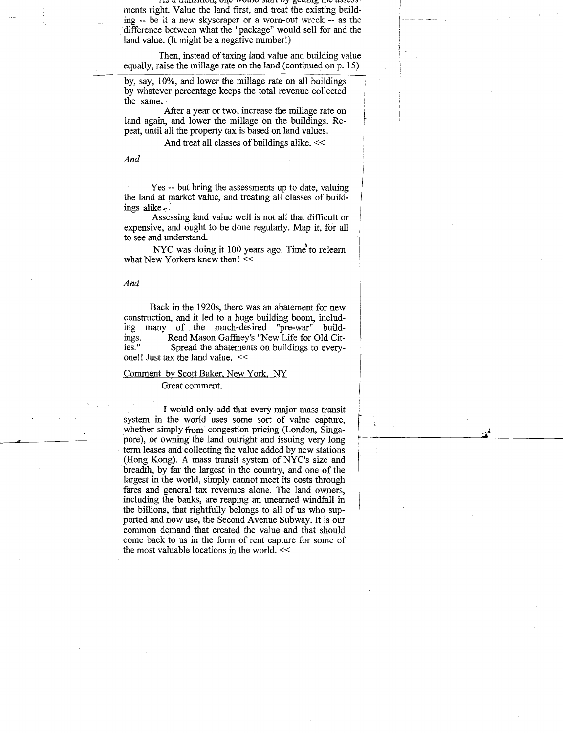As a transition, one would start by getting the assessments right. Value the land first, and treat the existing building -- be it a new skyscraper or a worn-out wreck -- as the difference between what the "package" would sell for and the land value. (It might be a negative number!)

Then, instead of taxing land value and building value equally, raise the millage rate on the land (continued on p. 15)

by, say, 10%, and lower the millage rate on all buildings by whatever percentage keeps the total revenue collected the same.

After a year or two, increase the millage rate on land again, and lower the millage on the buildings. Repeat, until all the property tax is based on land values.

And treat all classes of buildings alike. <<

*And*

Yes -- but bring the assessments up to date, valuing the land at market value, and treating all classes of buildings alike.

Assessing land value well is not all that difficult or expensive, and ought to be done regularly. Map it, for all to see and understand.

NYC was doing it 100 years ago. Time to relearn what New Yorkers knew then! <<

*And*

Back in the 1920s, there was an abatement for new construction, and it led to a huge building boom, including many of the much-desired "pre-war" buildings. Read Mason Gaffney's "New Life for Old Cities." Spread the abatements on buildings to everyone!! Just tax the land value. <<

Comment by Scott Baker, New York, NY

Great comment.

I would only add that every major mass transit system in the world uses some sort of value capture, whether simply from congestion pricing (London, Singapore), or owning the land outright and issuing very long term leases and collecting the value added by new stations (Hong Kong). A mass transit system of NYC's size and breadth, by far the largest in the country, and one of the largest in the world, simply cannot meet its costs through fares and general tax revenues alone. The land owners, including the banks, are reaping an unearned windfall in the billions, that rightfully belongs to all of us who supported and now use, the Second Avenue Subway. It is our common demand that created the value and that should come back to us in the form of rent capture for some of the most valuable locations in the world. <<